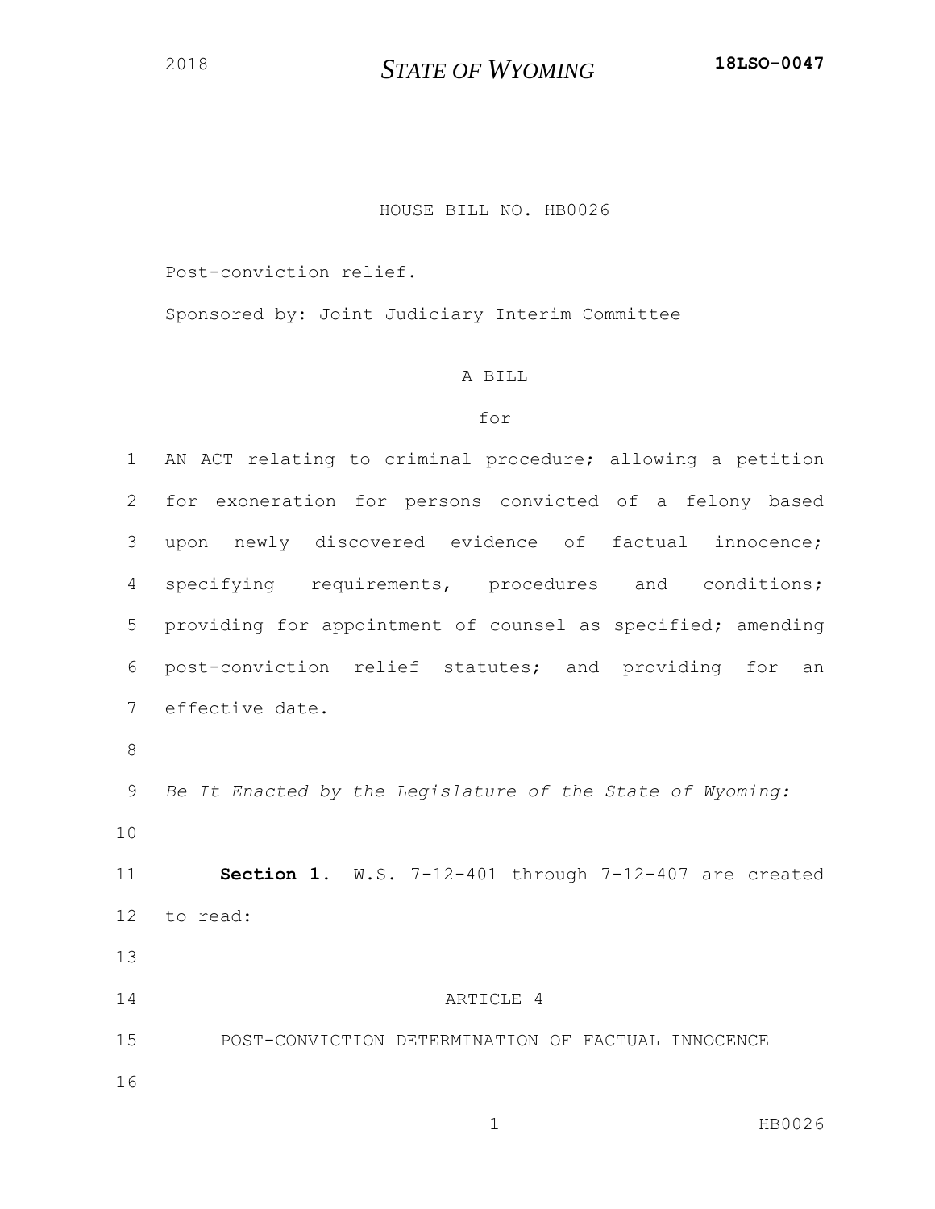2018 **STATE OF WYOMING** **18LSO-0047**

HOUSE BILL NO. HB0026

Post-conviction relief.

Sponsored by: Joint Judiciary Interim Committee

A BILL

for

AN ACT relating to criminal procedure; allowing a petition for exoneration for persons convicted of a felony based upon newly discovered evidence of factual innocence; specifying requirements, procedures and conditions; providing for appointment of counsel as specified; amending post-conviction relief statutes; and providing for an effective date.

*Be It Enacted by the Legislature of the State of Wyoming:*

**Section 1.** W.S. 7-12-401 through 7-12-407 are created to read:

ARTICLE 4

POST-CONVICTION DETERMINATION OF FACTUAL INNOCENCE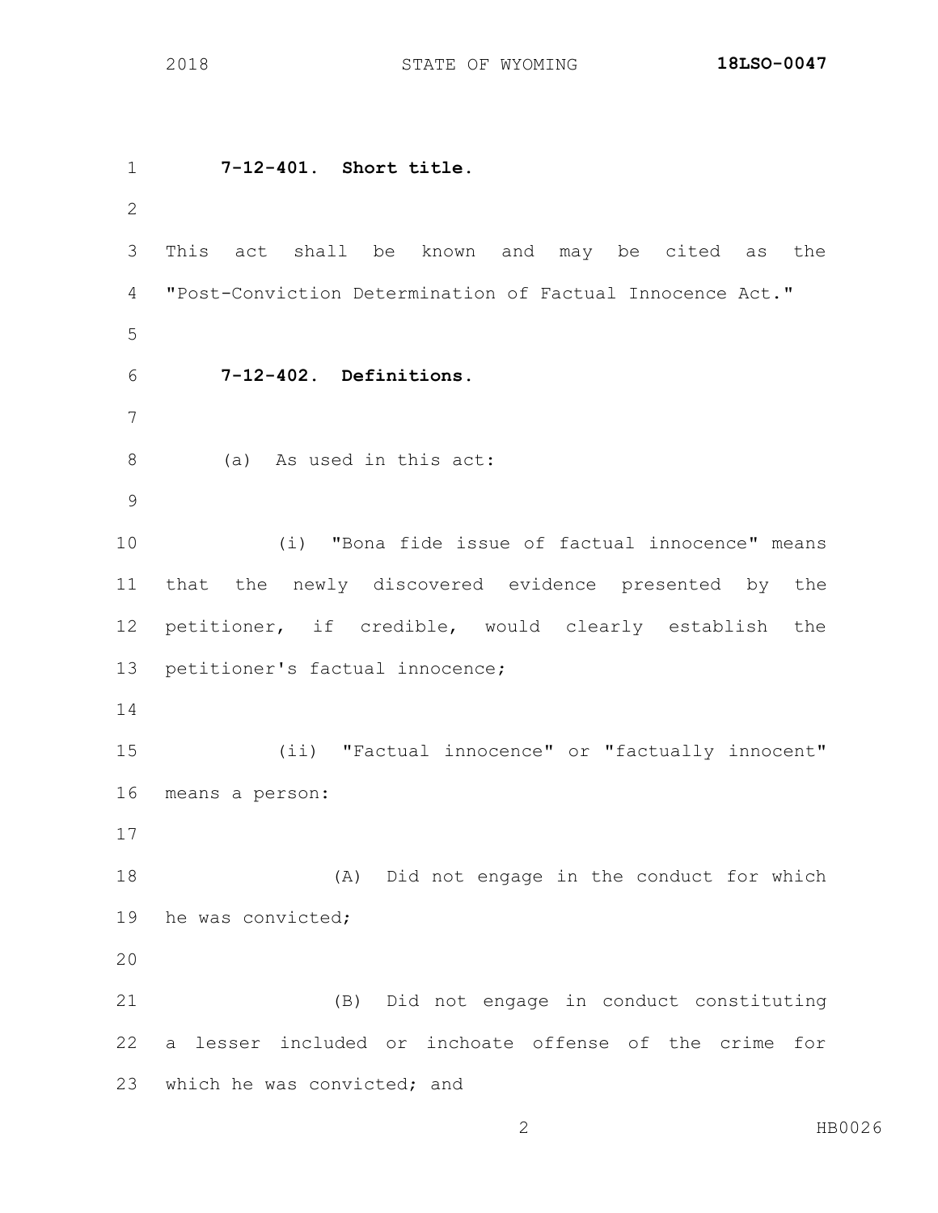**7-12-401. Short title.**

This act shall be known and may be cited as the "Post-Conviction Determination of Factual Innocence Act."

**7-12-402. Definitions.**

(a) As used in this act:

(i) "Bona fide issue of factual innocence" means that the newly discovered evidence presented by the petitioner, if credible, would clearly establish the petitioner's factual innocence;

(ii) "Factual innocence" or "factually innocent" means a person:

(A) Did not engage in the conduct for which he was convicted;

(B) Did not engage in conduct constituting a lesser included or inchoate offense of the crime for which he was convicted; and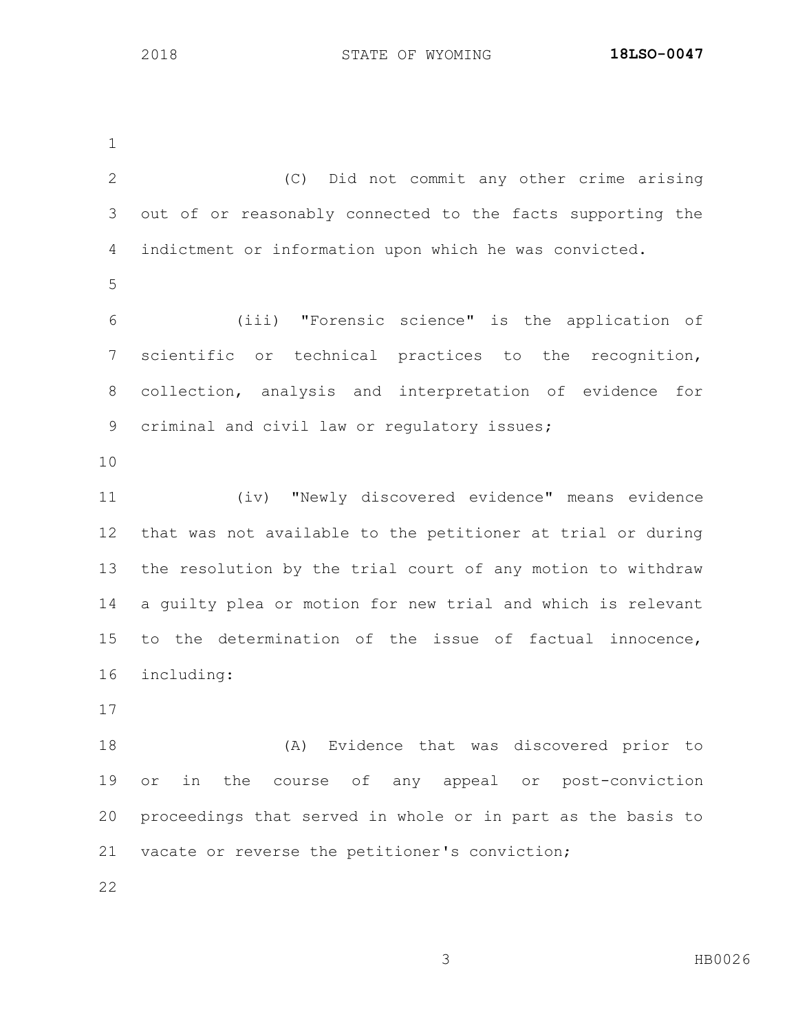(C) Did not commit any other crime arising out of or reasonably connected to the facts supporting the indictment or information upon which he was convicted.

(iii) "Forensic science" is the application of scientific or technical practices to the recognition, collection, analysis and interpretation of evidence for criminal and civil law or regulatory issues;

(iv) "Newly discovered evidence" means evidence that was not available to the petitioner at trial or during the resolution by the trial court of any motion to withdraw a guilty plea or motion for new trial and which is relevant to the determination of the issue of factual innocence, including:

(A) Evidence that was discovered prior to or in the course of any appeal or post-conviction proceedings that served in whole or in part as the basis to vacate or reverse the petitioner's conviction;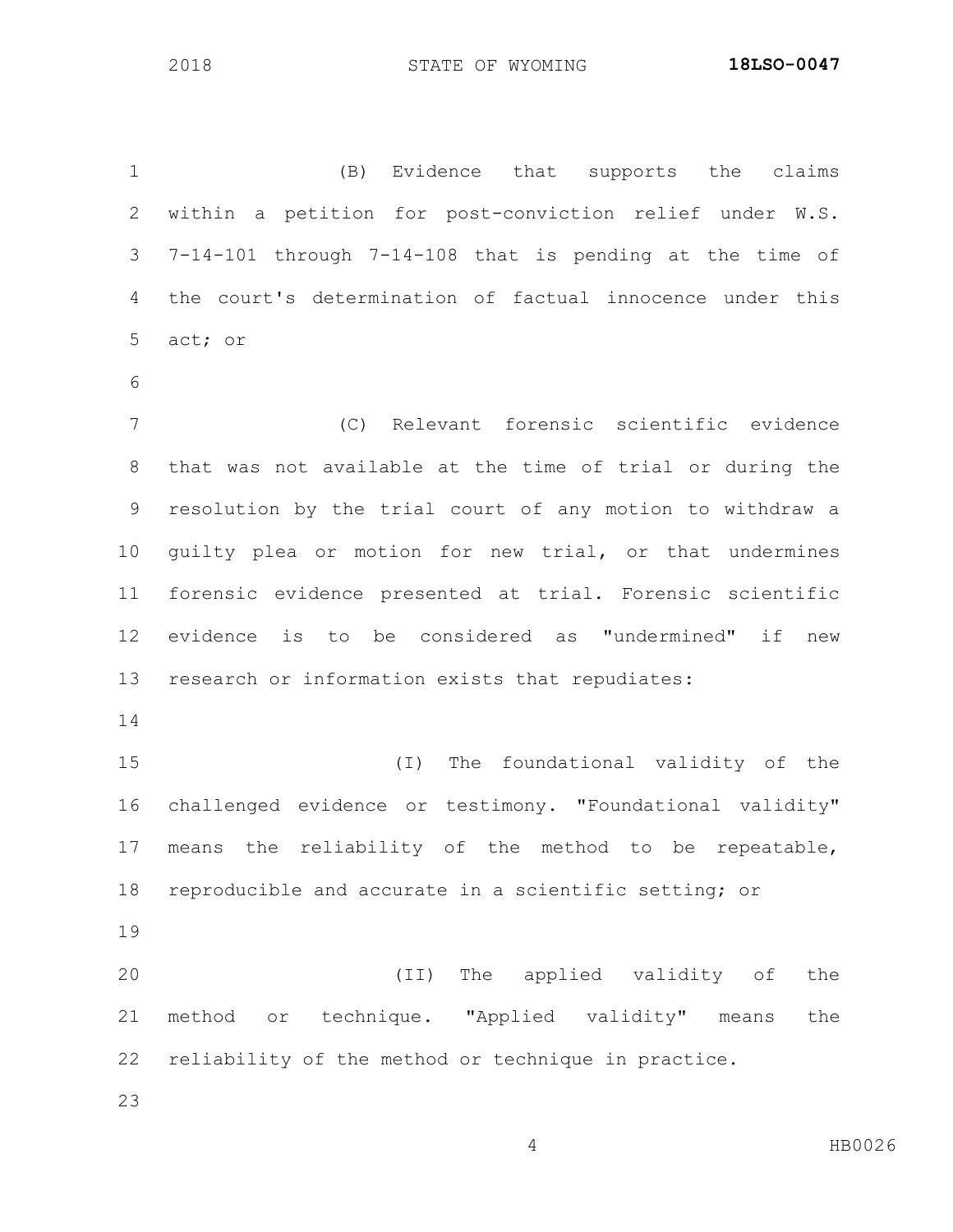(B) Evidence that supports the claims within a petition for post-conviction relief under W.S. 7-14-101 through 7-14-108 that is pending at the time of the court's determination of factual innocence under this act; or

(C) Relevant forensic scientific evidence that was not available at the time of trial or during the resolution by the trial court of any motion to withdraw a guilty plea or motion for new trial, or that undermines forensic evidence presented at trial. Forensic scientific evidence is to be considered as "undermined" if new research or information exists that repudiates:

(I) The foundational validity of the challenged evidence or testimony. "Foundational validity" means the reliability of the method to be repeatable, reproducible and accurate in a scientific setting; or

(II) The applied validity of the method or technique. "Applied validity" means the reliability of the method or technique in practice.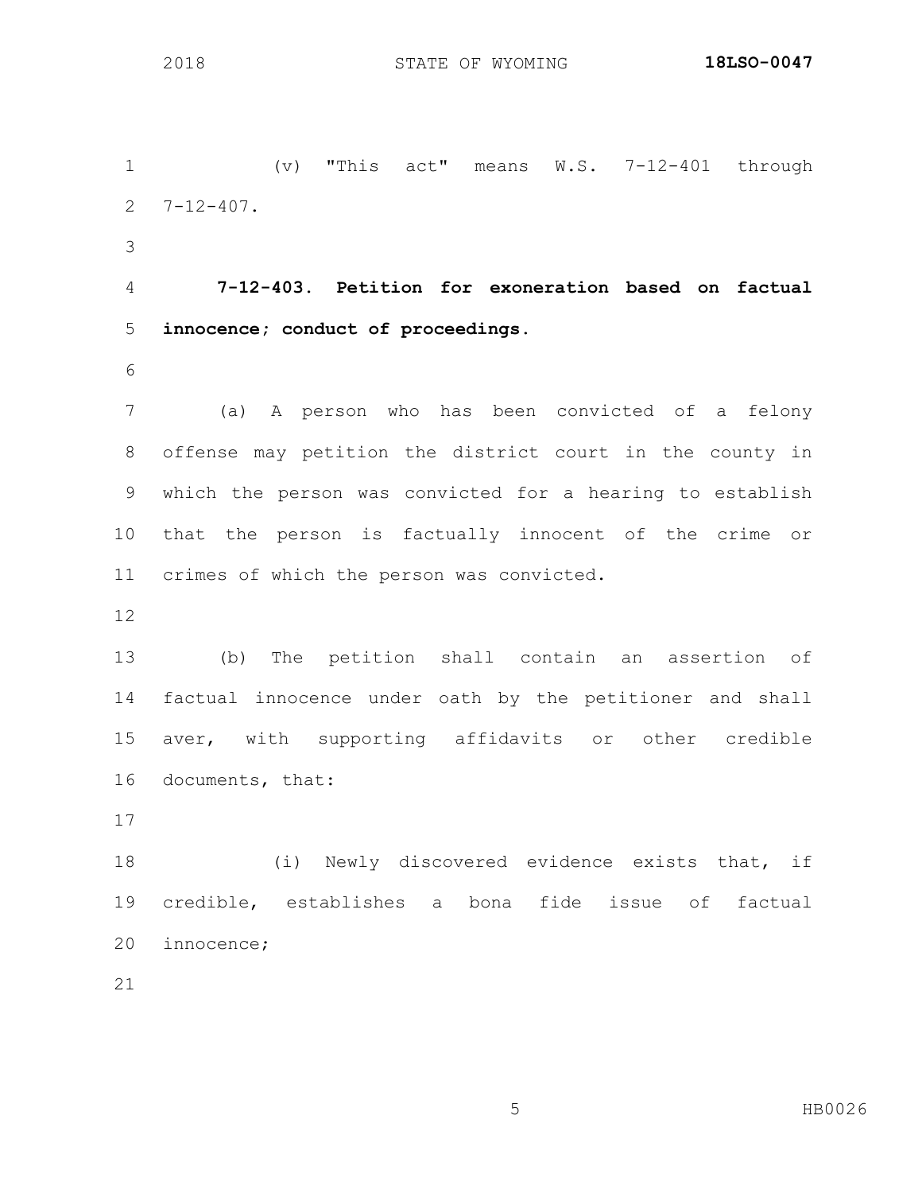(v) "This act" means W.S. 7-12-401 through 7-12-407.

**7-12-403. Petition for exoneration based on factual innocence; conduct of proceedings.**

(a) A person who has been convicted of a felony offense may petition the district court in the county in which the person was convicted for a hearing to establish that the person is factually innocent of the crime or crimes of which the person was convicted.

(b) The petition shall contain an assertion of factual innocence under oath by the petitioner and shall aver, with supporting affidavits or other credible documents, that:

(i) Newly discovered evidence exists that, if credible, establishes a bona fide issue of factual innocence;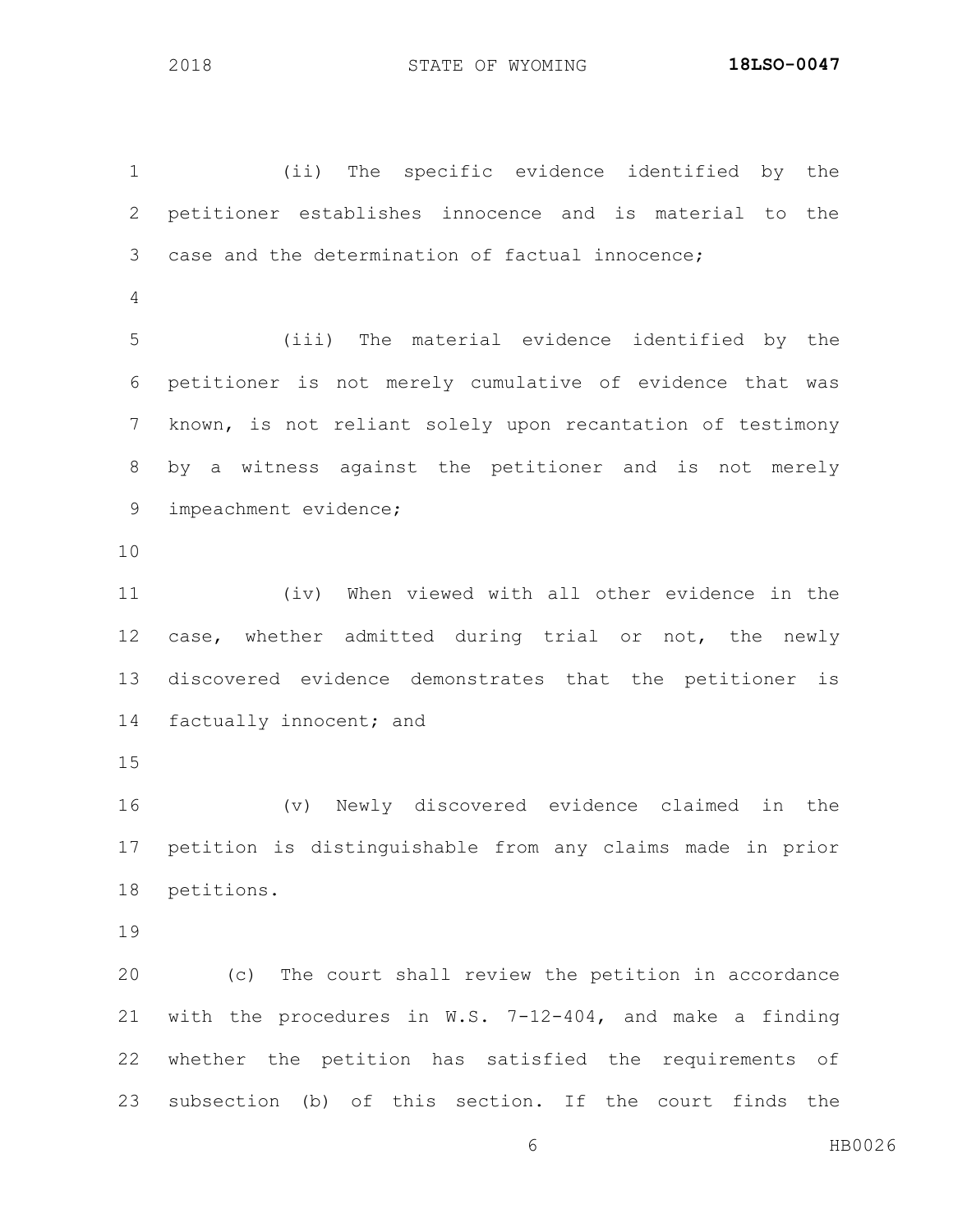(ii) The specific evidence identified by the petitioner establishes innocence and is material to the case and the determination of factual innocence;

(iii) The material evidence identified by the petitioner is not merely cumulative of evidence that was known, is not reliant solely upon recantation of testimony by a witness against the petitioner and is not merely impeachment evidence;

(iv) When viewed with all other evidence in the case, whether admitted during trial or not, the newly discovered evidence demonstrates that the petitioner is factually innocent; and

(v) Newly discovered evidence claimed in the petition is distinguishable from any claims made in prior petitions.

(c) The court shall review the petition in accordance with the procedures in W.S. 7-12-404, and make a finding whether the petition has satisfied the requirements of subsection (b) of this section. If the court finds the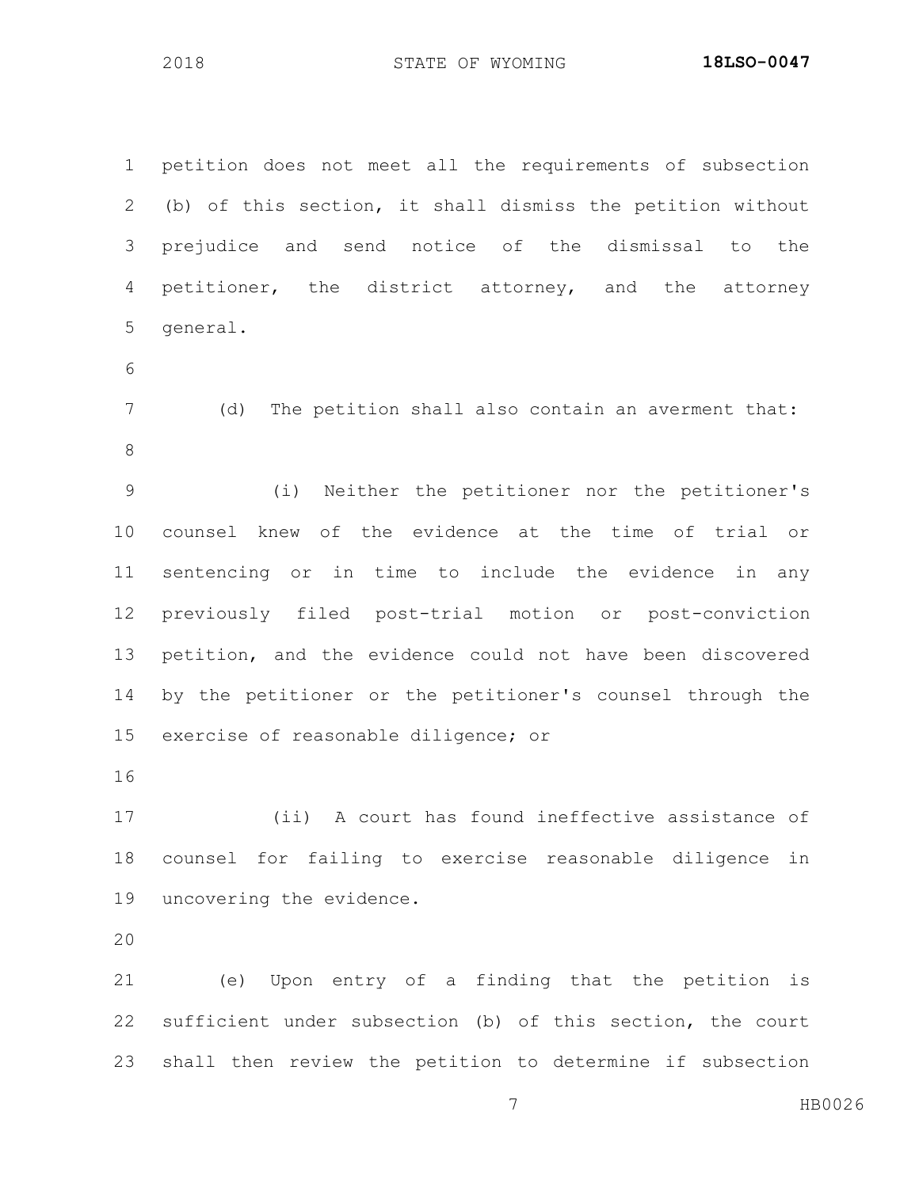petition does not meet all the requirements of subsection (b) of this section, it shall dismiss the petition without prejudice and send notice of the dismissal to the petitioner, the district attorney, and the attorney general.

(d) The petition shall also contain an averment that:

(i) Neither the petitioner nor the petitioner's counsel knew of the evidence at the time of trial or sentencing or in time to include the evidence in any previously filed post-trial motion or post-conviction petition, and the evidence could not have been discovered by the petitioner or the petitioner's counsel through the exercise of reasonable diligence; or

(ii) A court has found ineffective assistance of counsel for failing to exercise reasonable diligence in uncovering the evidence.

(e) Upon entry of a finding that the petition is sufficient under subsection (b) of this section, the court shall then review the petition to determine if subsection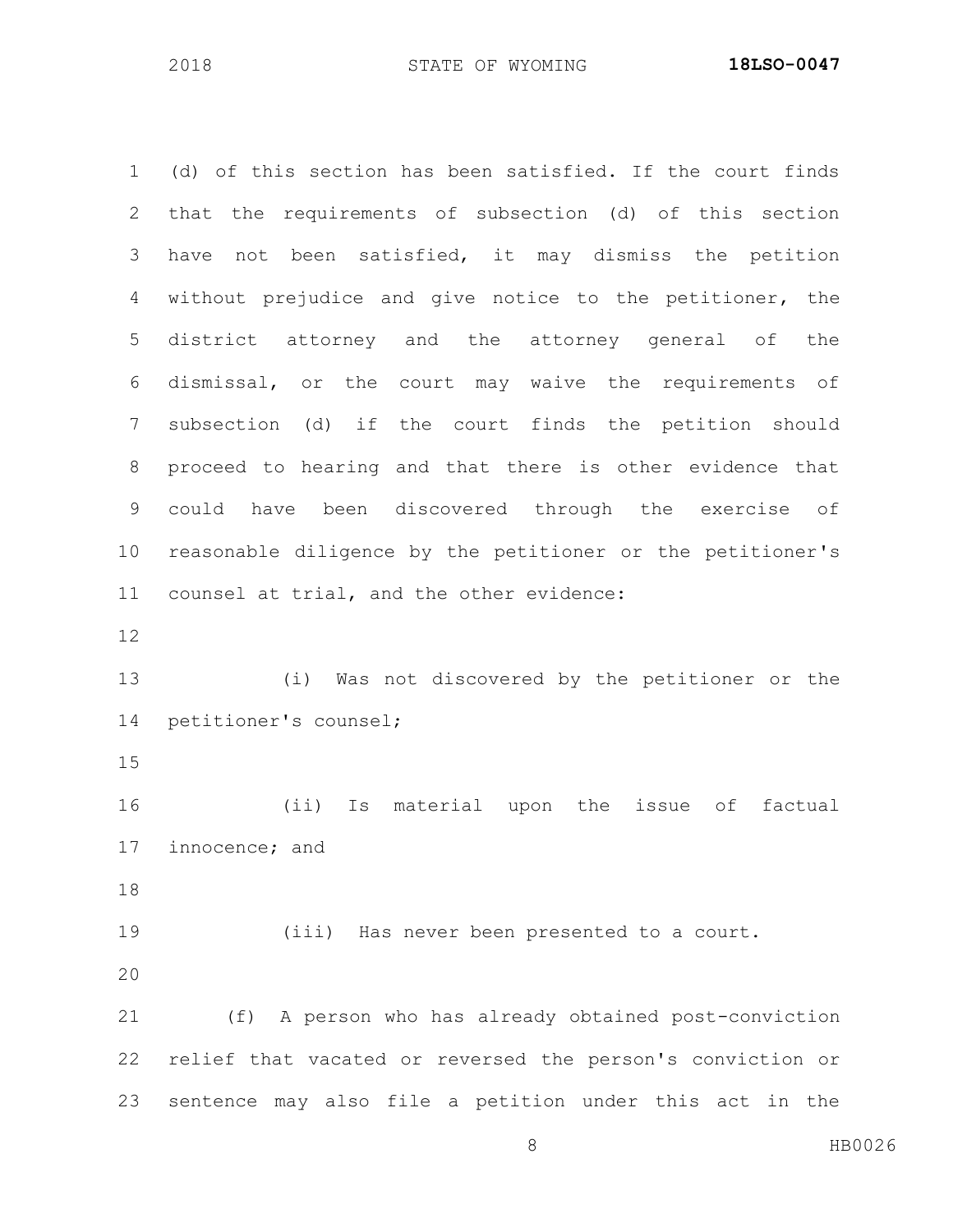(d) of this section has been satisfied. If the court finds that the requirements of subsection (d) of this section have not been satisfied, it may dismiss the petition without prejudice and give notice to the petitioner, the district attorney and the attorney general of the dismissal, or the court may waive the requirements of subsection (d) if the court finds the petition should proceed to hearing and that there is other evidence that could have been discovered through the exercise of reasonable diligence by the petitioner or the petitioner's counsel at trial, and the other evidence:

(i) Was not discovered by the petitioner or the petitioner's counsel;

(ii) Is material upon the issue of factual innocence; and

(iii) Has never been presented to a court.

(f) A person who has already obtained post-conviction relief that vacated or reversed the person's conviction or sentence may also file a petition under this act in the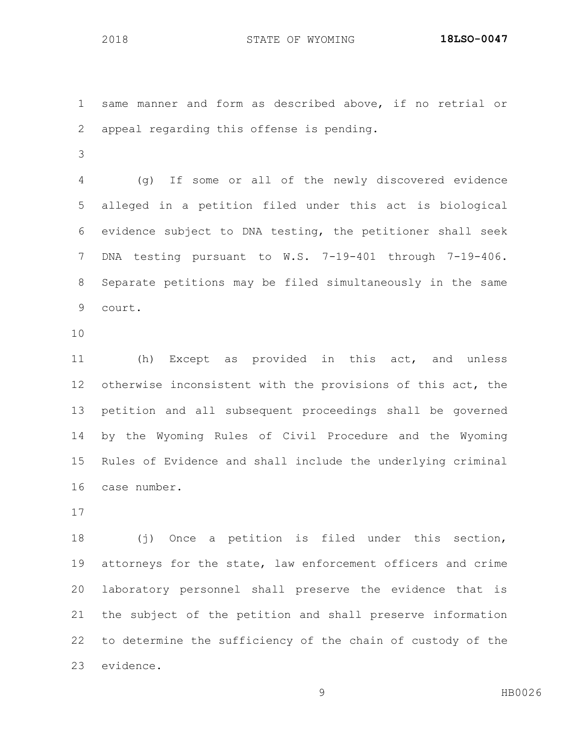same manner and form as described above, if no retrial or appeal regarding this offense is pending.

(g) If some or all of the newly discovered evidence alleged in a petition filed under this act is biological evidence subject to DNA testing, the petitioner shall seek DNA testing pursuant to W.S. 7-19-401 through 7-19-406. Separate petitions may be filed simultaneously in the same court.

(h) Except as provided in this act, and unless otherwise inconsistent with the provisions of this act, the petition and all subsequent proceedings shall be governed by the Wyoming Rules of Civil Procedure and the Wyoming Rules of Evidence and shall include the underlying criminal case number.

(j) Once a petition is filed under this section, attorneys for the state, law enforcement officers and crime laboratory personnel shall preserve the evidence that is the subject of the petition and shall preserve information to determine the sufficiency of the chain of custody of the evidence.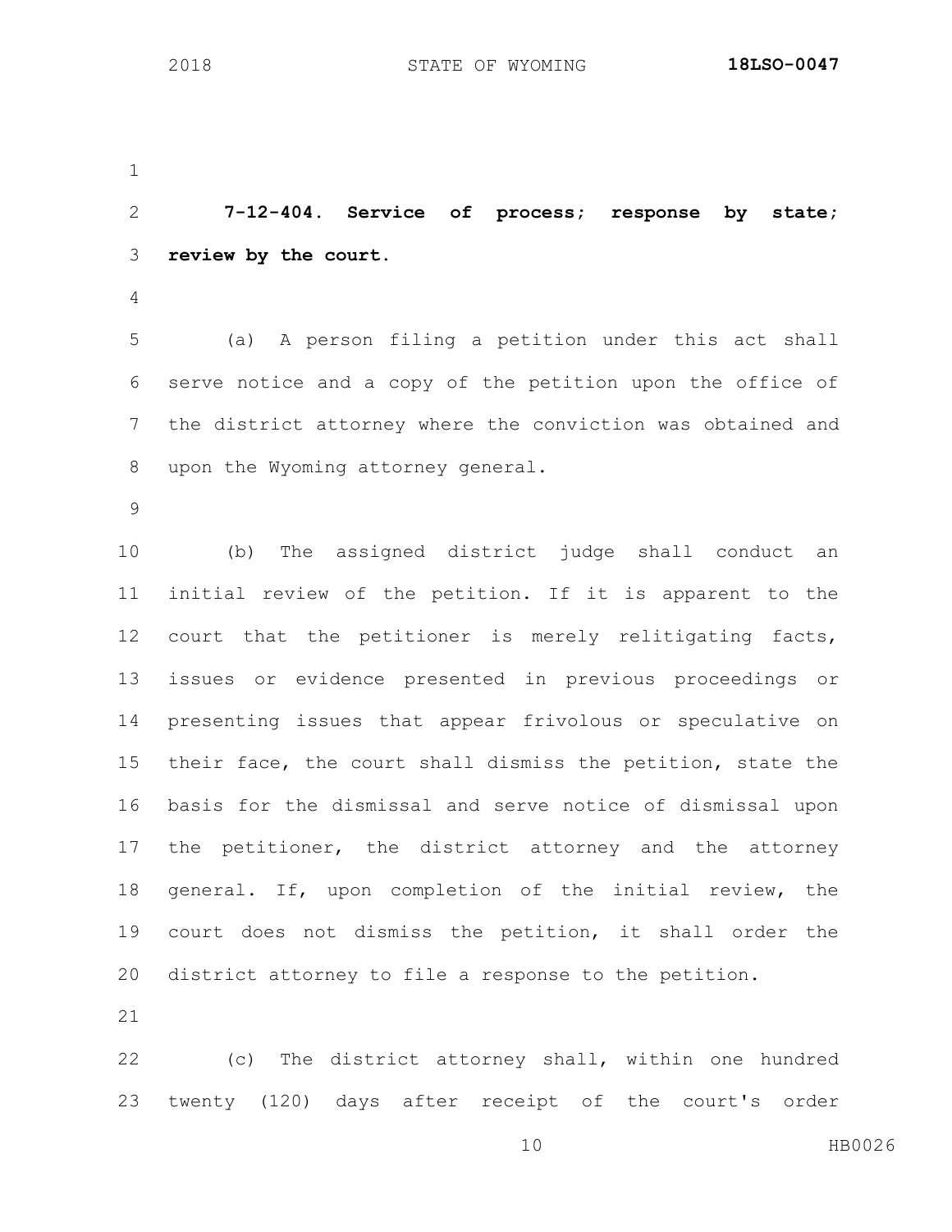**7-12-404. Service of process; response by state; review by the court.**

(a) A person filing a petition under this act shall serve notice and a copy of the petition upon the office of the district attorney where the conviction was obtained and upon the Wyoming attorney general.

(b) The assigned district judge shall conduct an initial review of the petition. If it is apparent to the court that the petitioner is merely relitigating facts, issues or evidence presented in previous proceedings or presenting issues that appear frivolous or speculative on their face, the court shall dismiss the petition, state the basis for the dismissal and serve notice of dismissal upon the petitioner, the district attorney and the attorney general. If, upon completion of the initial review, the court does not dismiss the petition, it shall order the district attorney to file a response to the petition.

(c) The district attorney shall, within one hundred twenty (120) days after receipt of the court's order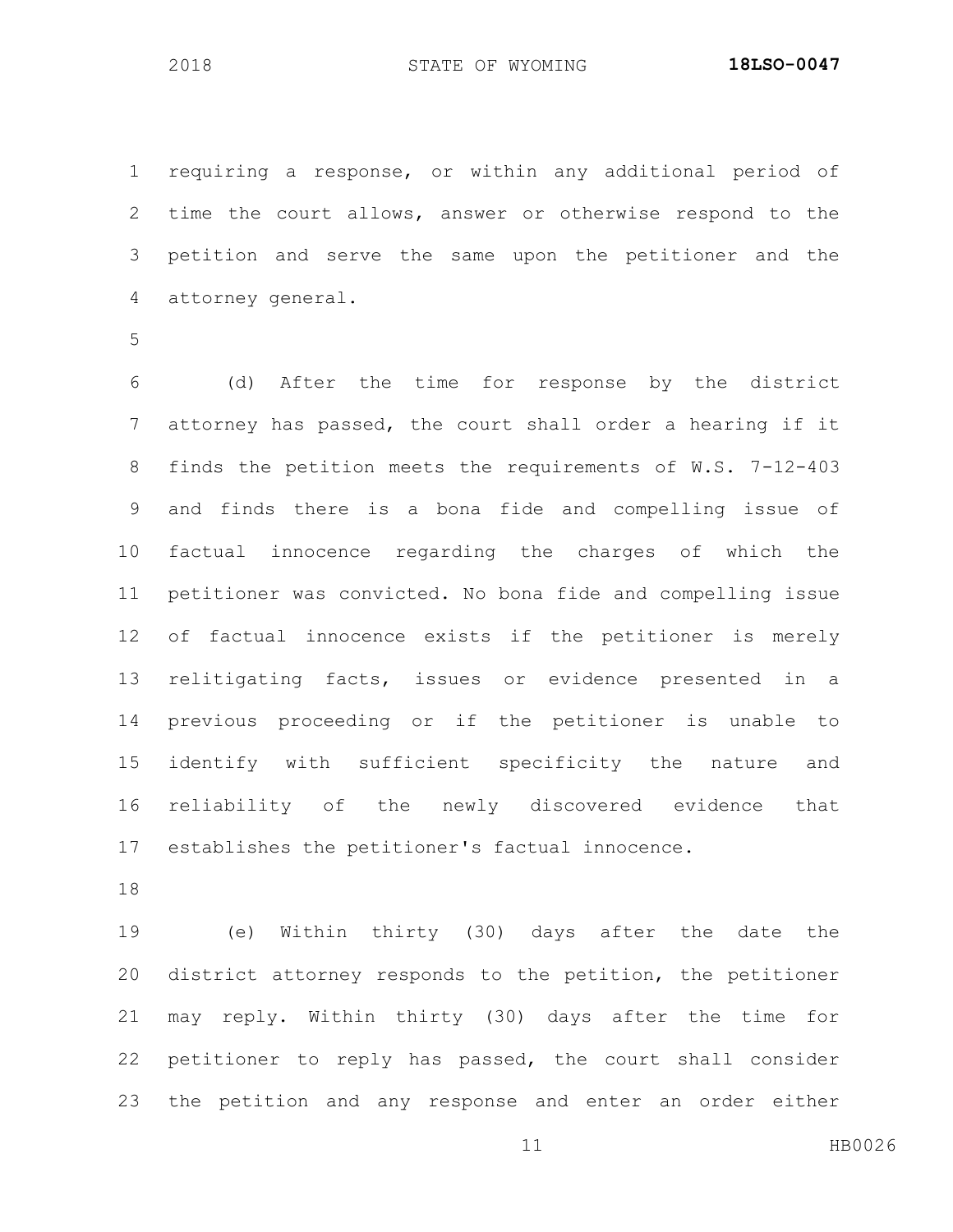requiring a response, or within any additional period of time the court allows, answer or otherwise respond to the petition and serve the same upon the petitioner and the attorney general.

(d) After the time for response by the district attorney has passed, the court shall order a hearing if it finds the petition meets the requirements of W.S. 7-12-403 and finds there is a bona fide and compelling issue of factual innocence regarding the charges of which the petitioner was convicted. No bona fide and compelling issue of factual innocence exists if the petitioner is merely relitigating facts, issues or evidence presented in a previous proceeding or if the petitioner is unable to identify with sufficient specificity the nature and reliability of the newly discovered evidence that establishes the petitioner's factual innocence.

(e) Within thirty (30) days after the date the district attorney responds to the petition, the petitioner may reply. Within thirty (30) days after the time for petitioner to reply has passed, the court shall consider the petition and any response and enter an order either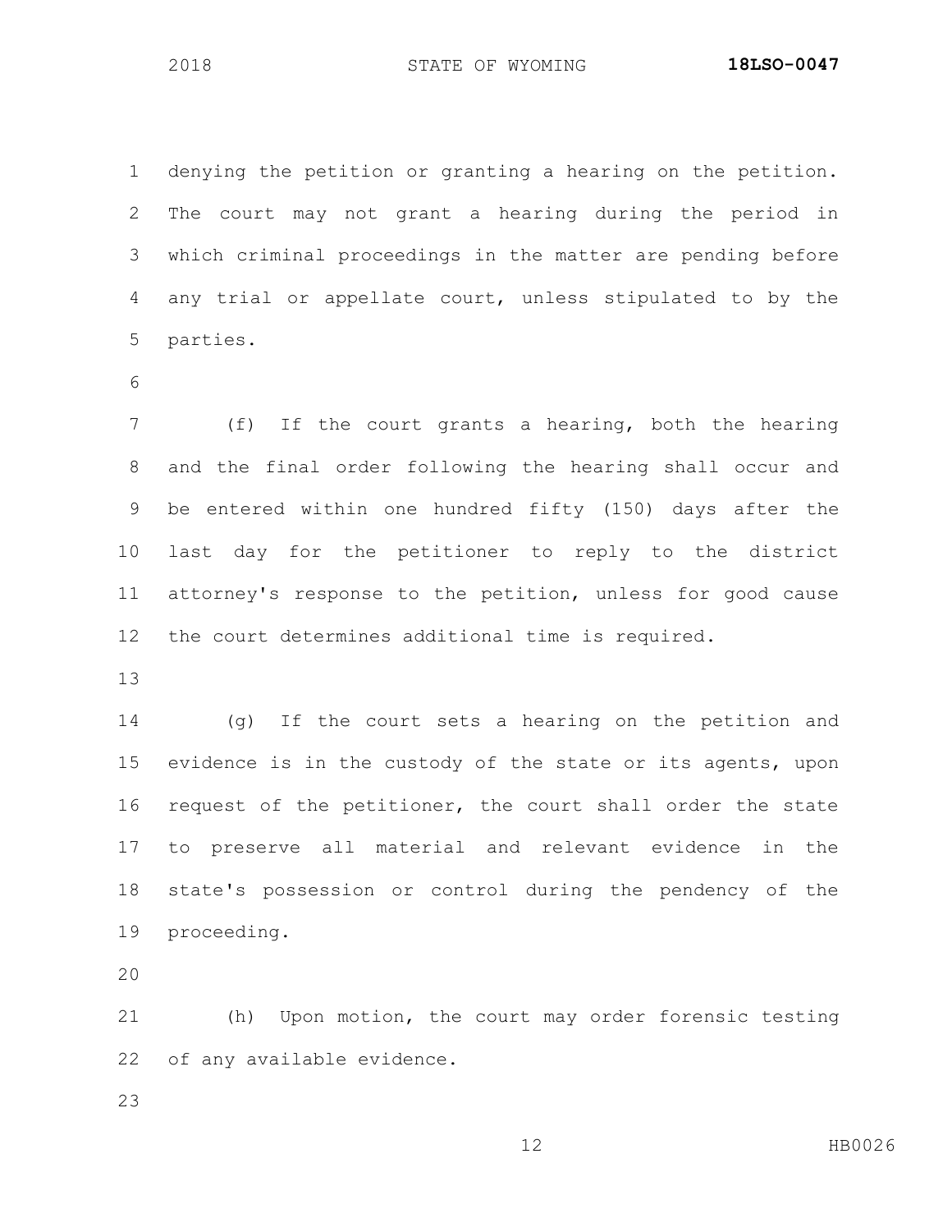denying the petition or granting a hearing on the petition. The court may not grant a hearing during the period in which criminal proceedings in the matter are pending before any trial or appellate court, unless stipulated to by the parties.

(f) If the court grants a hearing, both the hearing and the final order following the hearing shall occur and be entered within one hundred fifty (150) days after the last day for the petitioner to reply to the district attorney's response to the petition, unless for good cause the court determines additional time is required.

(g) If the court sets a hearing on the petition and evidence is in the custody of the state or its agents, upon request of the petitioner, the court shall order the state to preserve all material and relevant evidence in the state's possession or control during the pendency of the proceeding.

(h) Upon motion, the court may order forensic testing of any available evidence.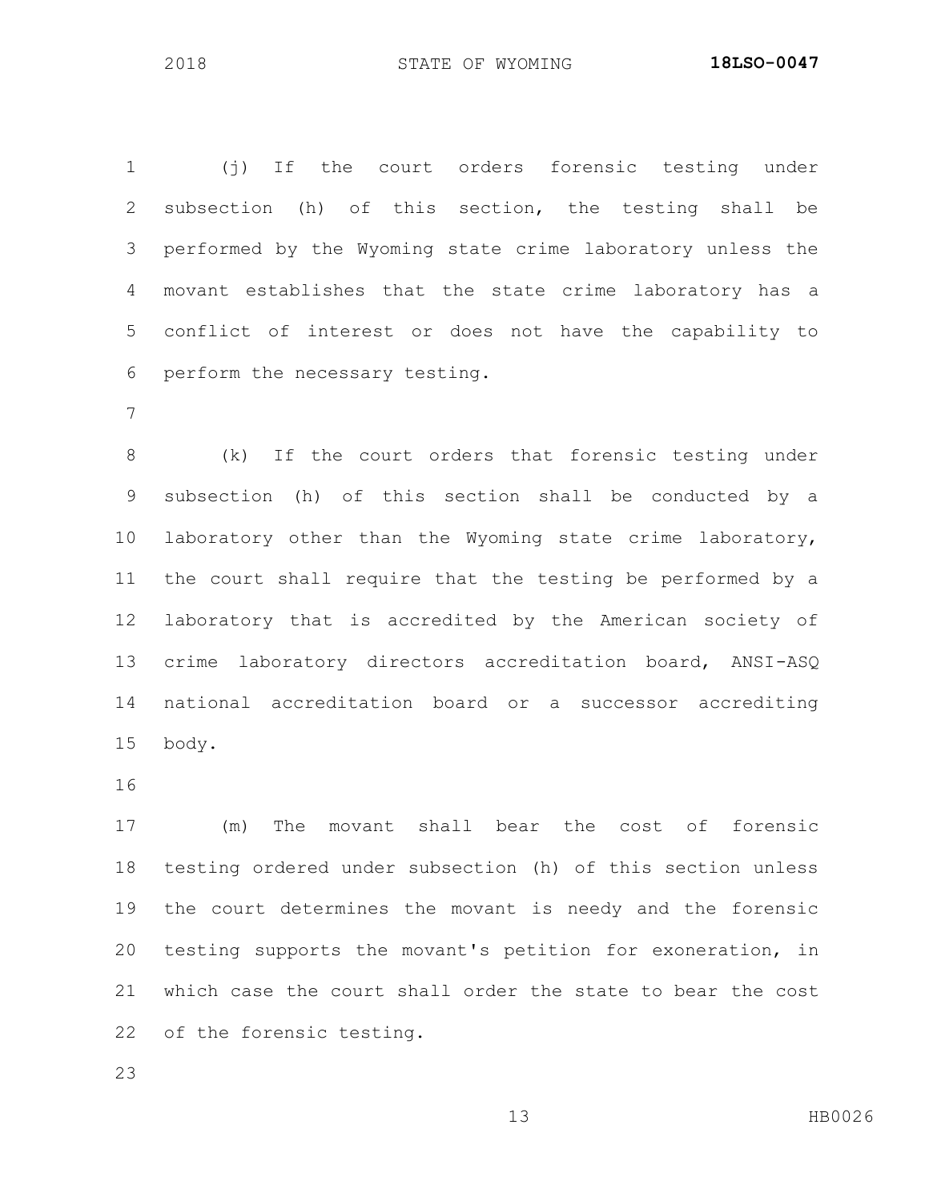(j) If the court orders forensic testing under subsection (h) of this section, the testing shall be performed by the Wyoming state crime laboratory unless the movant establishes that the state crime laboratory has a conflict of interest or does not have the capability to perform the necessary testing.

(k) If the court orders that forensic testing under subsection (h) of this section shall be conducted by a laboratory other than the Wyoming state crime laboratory, the court shall require that the testing be performed by a laboratory that is accredited by the American society of crime laboratory directors accreditation board, ANSI-ASQ national accreditation board or a successor accrediting body.

(m) The movant shall bear the cost of forensic testing ordered under subsection (h) of this section unless the court determines the movant is needy and the forensic testing supports the movant's petition for exoneration, in which case the court shall order the state to bear the cost of the forensic testing.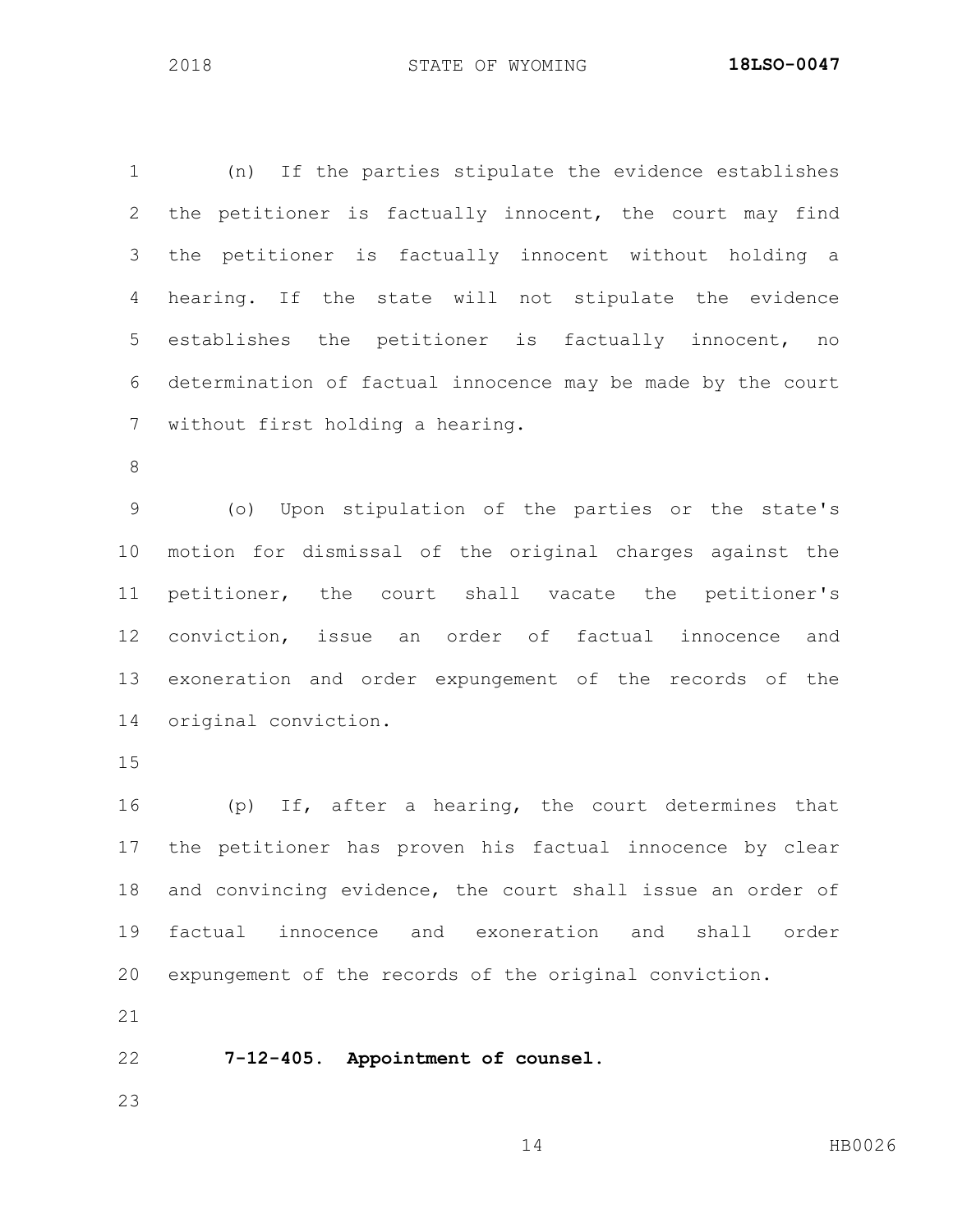(n) If the parties stipulate the evidence establishes the petitioner is factually innocent, the court may find the petitioner is factually innocent without holding a hearing. If the state will not stipulate the evidence establishes the petitioner is factually innocent, no determination of factual innocence may be made by the court without first holding a hearing.

(o) Upon stipulation of the parties or the state's motion for dismissal of the original charges against the petitioner, the court shall vacate the petitioner's conviction, issue an order of factual innocence and exoneration and order expungement of the records of the original conviction.

(p) If, after a hearing, the court determines that the petitioner has proven his factual innocence by clear and convincing evidence, the court shall issue an order of factual innocence and exoneration and shall order expungement of the records of the original conviction.

**7-12-405. Appointment of counsel.**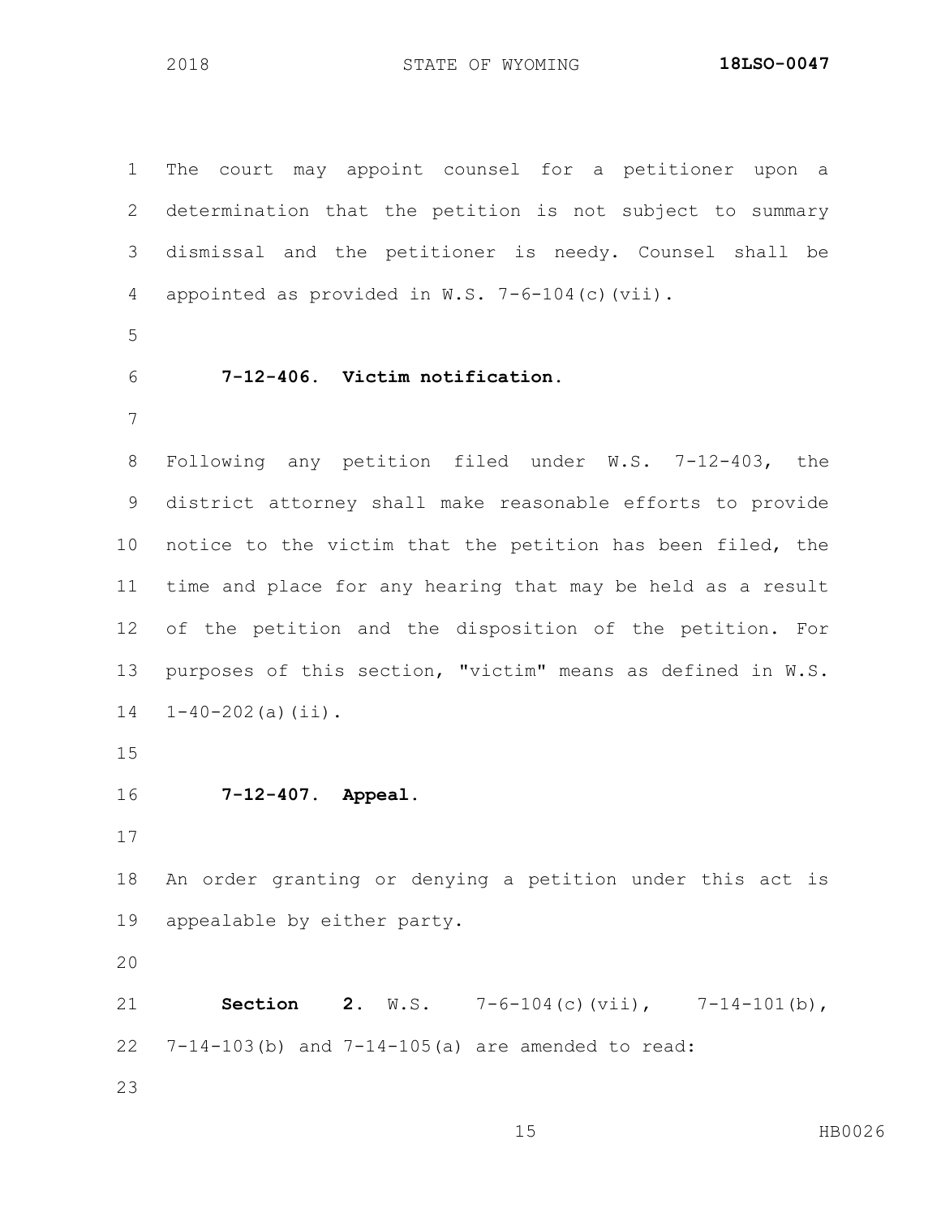The court may appoint counsel for a petitioner upon a determination that the petition is not subject to summary dismissal and the petitioner is needy. Counsel shall be appointed as provided in W.S. 7-6-104(c)(vii).

**7-12-406. Victim notification.**

Following any petition filed under W.S. 7-12-403, the district attorney shall make reasonable efforts to provide notice to the victim that the petition has been filed, the time and place for any hearing that may be held as a result of the petition and the disposition of the petition. For purposes of this section, "victim" means as defined in W.S. 1-40-202(a)(ii).

**7-12-407. Appeal.**

An order granting or denying a petition under this act is appealable by either party.

**Section 2.** W.S. 7-6-104(c)(vii), 7-14-101(b), 7-14-103(b) and 7-14-105(a) are amended to read: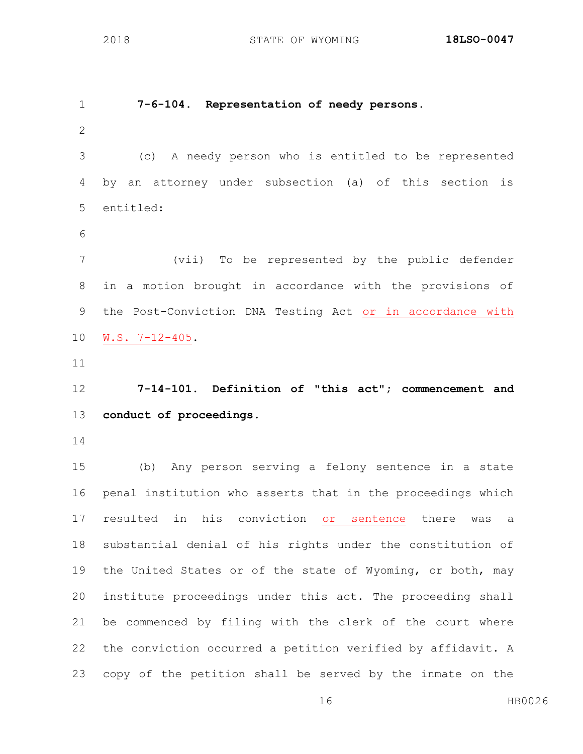**7-6-104. Representation of needy persons.**

(c) A needy person who is entitled to be represented by an attorney under subsection (a) of this section is entitled:

(vii) To be represented by the public defender in a motion brought in accordance with the provisions of the Post-Conviction DNA Testing Act or in accordance with W.S. 7-12-405.

**7-14-101. Definition of "this act"; commencement and conduct of proceedings.**

(b) Any person serving a felony sentence in a state penal institution who asserts that in the proceedings which resulted in his conviction or sentence there was a substantial denial of his rights under the constitution of the United States or of the state of Wyoming, or both, may institute proceedings under this act. The proceeding shall be commenced by filing with the clerk of the court where the conviction occurred a petition verified by affidavit. A copy of the petition shall be served by the inmate on the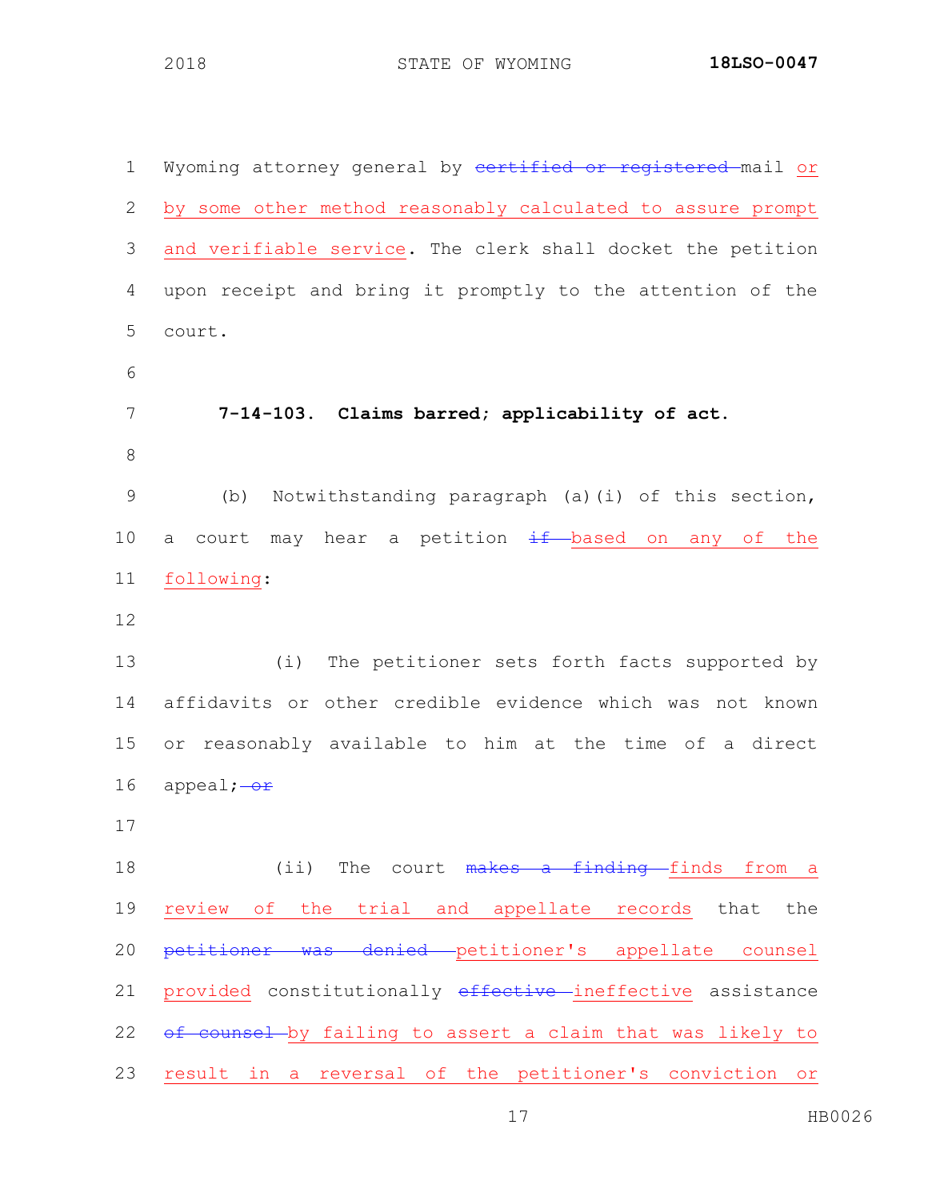Wyoming attorney general by ~~certified or registered~~ mail <u>or by some other method reasonably calculated to assure prompt and verifiable service</u>. The clerk shall docket the petition upon receipt and bring it promptly to the attention of the court.

**7-14-103. Claims barred; applicability of act.**

(b) Notwithstanding paragraph (a)(i) of this section, a court may hear a petition ~~if~~ <u>based on any of the following</u>:

(i) The petitioner sets forth facts supported by affidavits or other credible evidence which was not known or reasonably available to him at the time of a direct appeal; ~~or~~

(ii) The court ~~makes a finding~~ <u>finds from a review of the trial and appellate records</u> that the ~~petitioner was denied~~ <u>petitioner's appellate counsel provided</u> constitutionally ~~effective~~ <u>ineffective</u> assistance ~~of counsel~~ <u>by failing to assert a claim that was likely to result in a reversal of the petitioner's conviction or</u>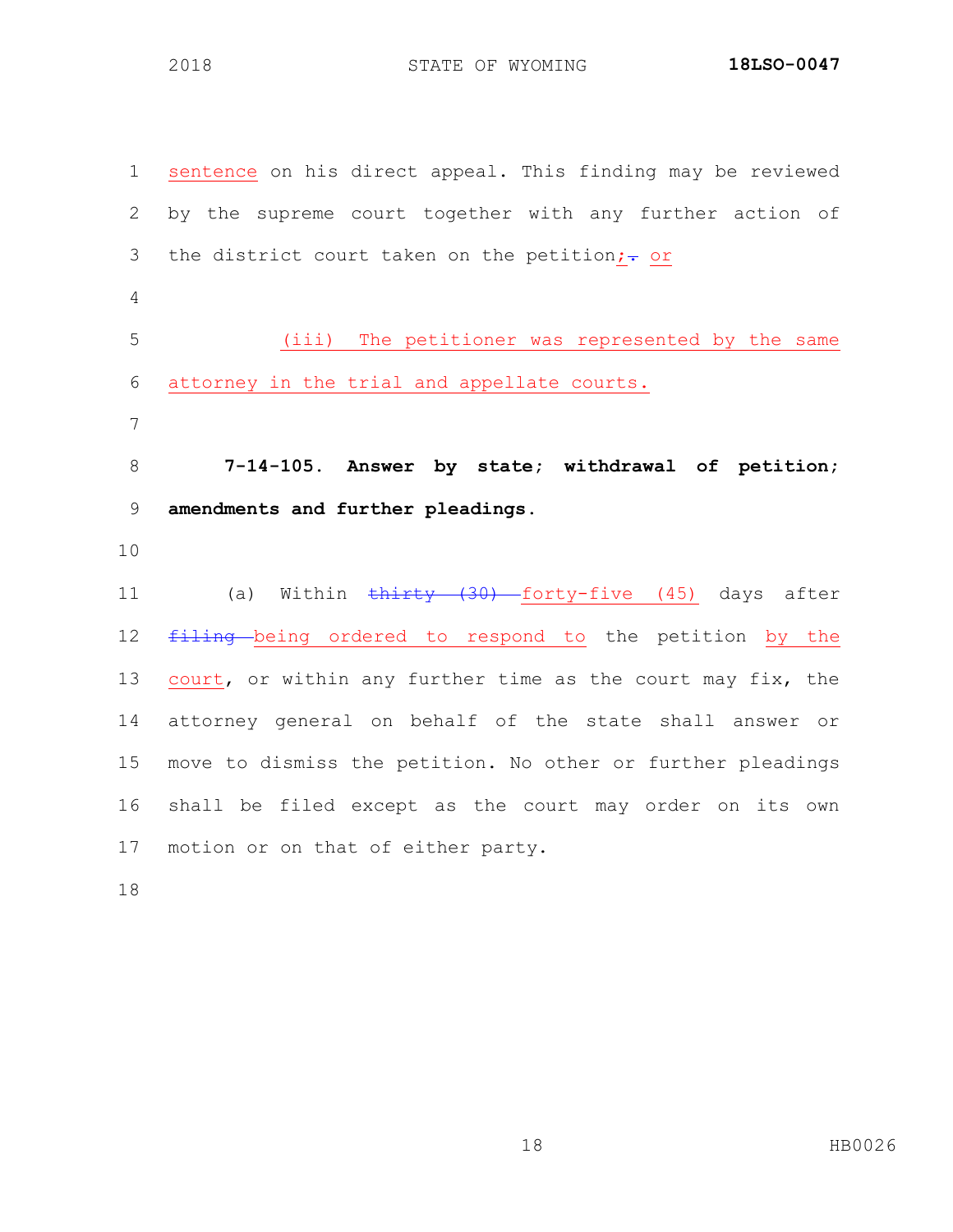sentence on his direct appeal. This finding may be reviewed by the supreme court together with any further action of the district court taken on the petition;. or

(iii) The petitioner was represented by the same attorney in the trial and appellate courts.

**7-14-105. Answer by state; withdrawal of petition; amendments and further pleadings.**

(a) Within ~~thirty (30)~~ forty-five (45) days after ~~filing~~ being ordered to respond to the petition by the court, or within any further time as the court may fix, the attorney general on behalf of the state shall answer or move to dismiss the petition. No other or further pleadings shall be filed except as the court may order on its own motion or on that of either party.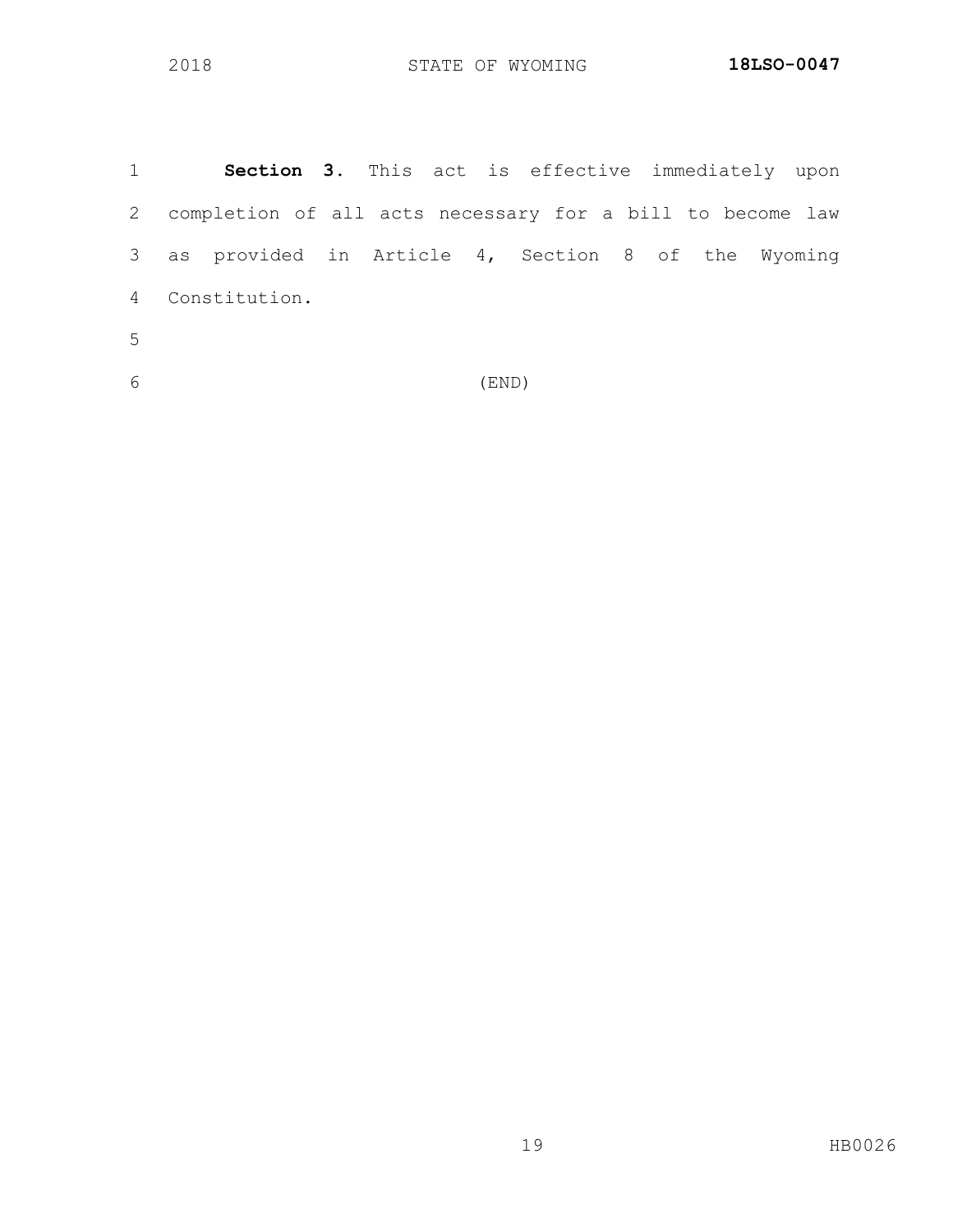**Section 3.** This act is effective immediately upon completion of all acts necessary for a bill to become law as provided in Article 4, Section 8 of the Wyoming Constitution.

(END)